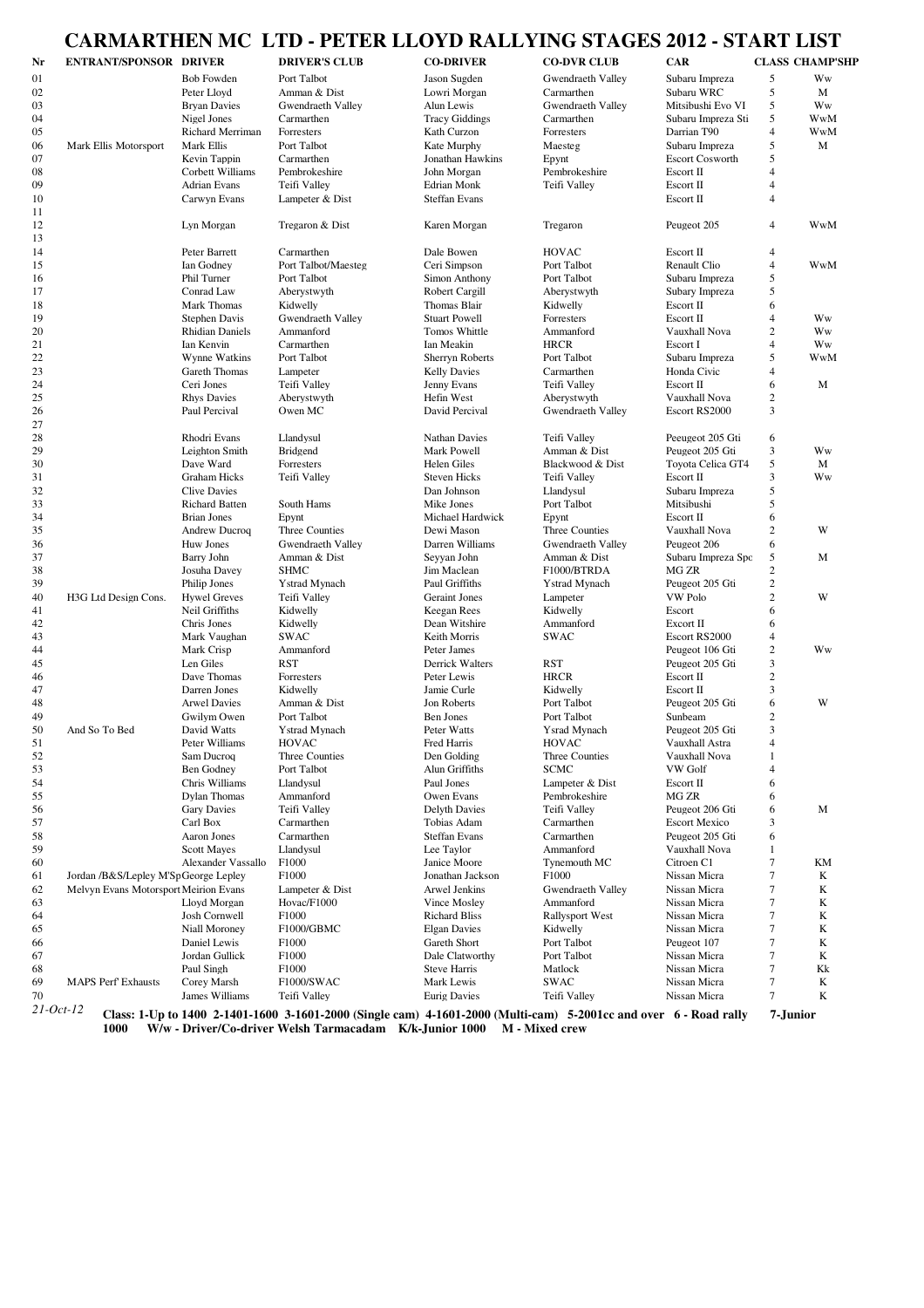# CARMARTHEN MC LTD - PETER LLOYD RALLYING STAGES 2012 - START LIST

| Nr | ENTRANT/SPONSOR | DRIVER | DRIVER'S CLUB | CO-DRIVER | CO-DVR CLUB | CAR | CLASS | CHAMP'SHP |
|---|---|---|---|---|---|---|---|---|
| 01 | | Bob Fowden | Port Talbot | Jason Sugden | Gwendraeth Valley | Subaru Impreza | 5 | Ww |
| 02 | | Peter Lloyd | Amman & Dist | Lowri Morgan | Carmarthen | Subaru WRC | 5 | M |
| 03 | | Bryan Davies | Gwendraeth Valley | Alun Lewis | Gwendraeth Valley | Mitsibushi Evo VI | 5 | Ww |
| 04 | | Nigel Jones | Carmarthen | Tracy Giddings | Carmarthen | Subaru Impreza Sti | 5 | WwM |
| 05 | | Richard Merriman | Forresters | Kath Curzon | Forresters | Darrian T90 | 4 | WwM |
| 06 | Mark Ellis Motorsport | Mark Ellis | Port Talbot | Kate Murphy | Maesteg | Subaru Impreza | 5 | M |
| 07 | | Kevin Tappin | Carmarthen | Jonathan Hawkins | Epynt | Escort Cosworth | 5 | |
| 08 | | Corbett Williams | Pembrokeshire | John Morgan | Pembrokeshire | Escort II | 4 | |
| 09 | | Adrian Evans | Teifi Valley | Edrian Monk | Teifi Valley | Escort II | 4 | |
| 10 | | Carwyn Evans | Lampeter & Dist | Steffan Evans | | Escort II | 4 | |
| 11 | | | | | | | | |
| 12 | | Lyn Morgan | Tregaron & Dist | Karen Morgan | Tregaron | Peugeot 205 | 4 | WwM |
| 13 | | | | | | | | |
| 14 | | Peter Barrett | Carmarthen | Dale Bowen | HOVAC | Escort II | 4 | |
| 15 | | Ian Godney | Port Talbot/Maesteg | Ceri Simpson | Port Talbot | Renault Clio | 4 | WwM |
| 16 | | Phil Turner | Port Talbot | Simon Anthony | Port Talbot | Subaru Impreza | 5 | |
| 17 | | Conrad Law | Aberystwyth | Robert Cargill | Aberystwyth | Subary Impreza | 5 | |
| 18 | | Mark Thomas | Kidwelly | Thomas Blair | Kidwelly | Escort II | 6 | |
| 19 | | Stephen Davis | Gwendraeth Valley | Stuart Powell | Forresters | Escort II | 4 | Ww |
| 20 | | Rhidian Daniels | Ammanford | Tomos Whittle | Ammanford | Vauxhall Nova | 2 | Ww |
| 21 | | Ian Kenvin | Carmarthen | Ian Meakin | HRCR | Escort I | 4 | Ww |
| 22 | | Wynne Watkins | Port Talbot | Sherryn Roberts | Port Talbot | Subaru Impreza | 5 | WwM |
| 23 | | Gareth Thomas | Lampeter | Kelly Davies | Carmarthen | Honda Civic | 4 | |
| 24 | | Ceri Jones | Teifi Valley | Jenny Evans | Teifi Valley | Escort II | 6 | M |
| 25 | | Rhys Davies | Aberystwyth | Hefin West | Aberystwyth | Vauxhall Nova | 2 | |
| 26 | | Paul Percival | Owen MC | David Percival | Gwendraeth Valley | Escort RS2000 | 3 | |
| 27 | | | | | | | | |
| 28 | | Rhodri Evans | Llandysul | Nathan Davies | Teifi Valley | Peeugeot 205 Gti | 6 | |
| 29 | | Leighton Smith | Bridgend | Mark Powell | Amman & Dist | Peugeot 205 Gti | 3 | Ww |
| 30 | | Dave Ward | Forresters | Helen Giles | Blackwood & Dist | Toyota Celica GT4 | 5 | M |
| 31 | | Graham Hicks | Teifi Valley | Steven Hicks | Teifi Valley | Escort II | 3 | Ww |
| 32 | | Clive Davies | | Dan Johnson | Llandysul | Subaru Impreza | 5 | |
| 33 | | Richard Batten | South Hams | Mike Jones | Port Talbot | Mitsibushi | 5 | |
| 34 | | Brian Jones | Epynt | Michael Hardwick | Epynt | Escort II | 6 | |
| 35 | | Andrew Ducroq | Three Counties | Dewi Mason | Three Counties | Vauxhall Nova | 2 | W |
| 36 | | Huw Jones | Gwendraeth Valley | Darren Williams | Gwendraeth Valley | Peugeot 206 | 6 | |
| 37 | | Barry John | Amman & Dist | Seyyan John | Amman & Dist | Subaru Impreza Spc | 5 | M |
| 38 | | Josuha Davey | SHMC | Jim Maclean | F1000/BTRDA | MG ZR | 2 | |
| 39 | | Philip Jones | Ystrad Mynach | Paul Griffiths | Ystrad Mynach | Peugeot 205 Gti | 2 | |
| 40 | H3G Ltd Design Cons. | Hywel Greves | Teifi Valley | Geraint Jones | Lampeter | VW Polo | 2 | W |
| 41 | | Neil Griffiths | Kidwelly | Keegan Rees | Kidwelly | Escort | 6 | |
| 42 | | Chris Jones | Kidwelly | Dean Witshire | Ammanford | Excort II | 6 | |
| 43 | | Mark Vaughan | SWAC | Keith Morris | SWAC | Escort RS2000 | 4 | |
| 44 | | Mark Crisp | Ammanford | Peter James | | Peugeot 106 Gti | 2 | Ww |
| 45 | | Len Giles | RST | Derrick Walters | RST | Peugeot 205 Gti | 3 | |
| 46 | | Dave Thomas | Forresters | Peter Lewis | HRCR | Escort II | 2 | |
| 47 | | Darren Jones | Kidwelly | Jamie Curle | Kidwelly | Escort II | 3 | |
| 48 | | Arwel Davies | Amman & Dist | Jon Roberts | Port Talbot | Peugeot 205 Gti | 6 | W |
| 49 | | Gwilym Owen | Port Talbot | Ben Jones | Port Talbot | Sunbeam | 2 | |
| 50 | And So To Bed | David Watts | Ystrad Mynach | Peter Watts | Ysrad Mynach | Peugeot 205 Gti | 3 | |
| 51 | | Peter Williams | HOVAC | Fred Harris | HOVAC | Vauxhall Astra | 4 | |
| 52 | | Sam Ducroq | Three Counties | Den Golding | Three Counties | Vauxhall Nova | 1 | |
| 53 | | Ben Godney | Port Talbot | Alun Griffiths | SCMC | VW Golf | 4 | |
| 54 | | Chris Williams | Llandysul | Paul Jones | Lampeter & Dist | Escort II | 6 | |
| 55 | | Dylan Thomas | Ammanford | Owen Evans | Pembrokeshire | MG ZR | 6 | |
| 56 | | Gary Davies | Teifi Valley | Delyth Davies | Teifi Valley | Peugeot 206 Gti | 6 | M |
| 57 | | Carl Box | Carmarthen | Tobias Adam | Carmarthen | Escort Mexico | 3 | |
| 58 | | Aaron Jones | Carmarthen | Steffan Evans | Carmarthen | Peugeot 205 Gti | 6 | |
| 59 | | Scott Mayes | Llandysul | Lee Taylor | Ammanford | Vauxhall Nova | 1 | |
| 60 | | Alexander Vassallo | F1000 | Janice Moore | Tynemouth MC | Citroen C1 | 7 | KM |
| 61 | Jordan /B&S/Lepley M'Sp | George Lepley | F1000 | Jonathan Jackson | F1000 | Nissan Micra | 7 | K |
| 62 | Melvyn Evans Motorsport | Meirion Evans | Lampeter & Dist | Arwel Jenkins | Gwendraeth Valley | Nissan Micra | 7 | K |
| 63 | | Lloyd Morgan | Hovac/F1000 | Vince Mosley | Ammanford | Nissan Micra | 7 | K |
| 64 | | Josh Cornwell | F1000 | Richard Bliss | Rallysport West | Nissan Micra | 7 | K |
| 65 | | Niall Moroney | F1000/GBMC | Elgan Davies | Kidwelly | Nissan Micra | 7 | K |
| 66 | | Daniel Lewis | F1000 | Gareth Short | Port Talbot | Peugeot 107 | 7 | K |
| 67 | | Jordan Gullick | F1000 | Dale Clatworthy | Port Talbot | Nissan Micra | 7 | K |
| 68 | | Paul Singh | F1000 | Steve Harris | Matlock | Nissan Micra | 7 | Kk |
| 69 | MAPS Perf' Exhausts | Corey Marsh | F1000/SWAC | Mark Lewis | SWAC | Nissan Micra | 7 | K |
| 70 | | James Williams | Teifi Valley | Eurig Davies | Teifi Valley | Nissan Micra | 7 | K |

*21-Oct-12*

**Class: 1-Up to 1400 2-1401-1600 3-1601-2000 (Single cam) 4-1601-2000 (Multi-cam) 5-2001cc and over 6 - Road rally 7-Junior 1000 W/w - Driver/Co-driver Welsh Tarmacadam K/k-Junior 1000 M - Mixed crew**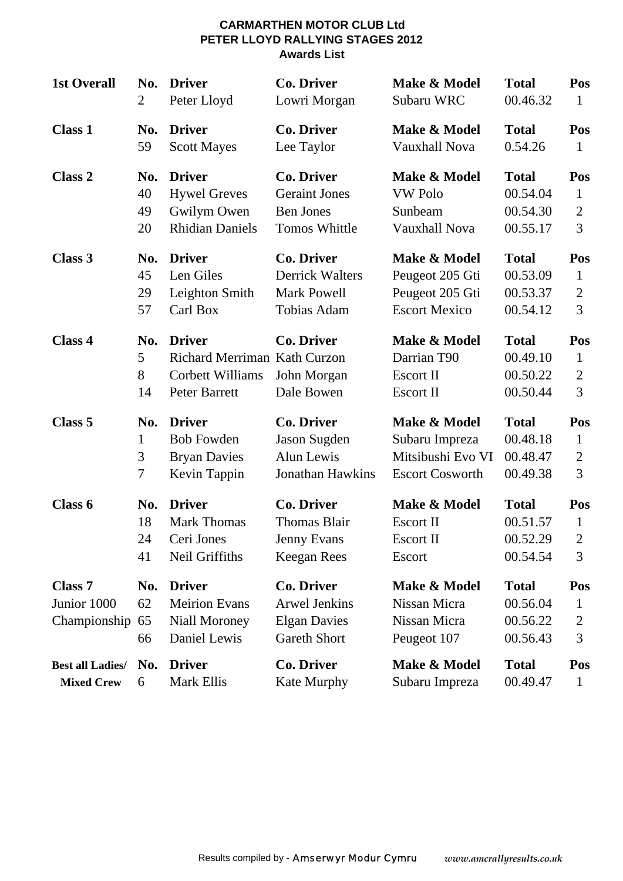**CARMARTHEN MOTOR CLUB Ltd**
**PETER LLOYD RALLYING STAGES 2012**
**Awards List**

| **1st Overall** | **No.** | **Driver** | **Co. Driver** | **Make & Model** | **Total** | **Pos** |
|---|---|---|---|---|---|---|
| | 2 | Peter Lloyd | Lowri Morgan | Subaru WRC | 00.46.32 | 1 |
| **Class 1** | **No.** | **Driver** | **Co. Driver** | **Make & Model** | **Total** | **Pos** |
| | 59 | Scott Mayes | Lee Taylor | Vauxhall Nova | 0.54.26 | 1 |
| **Class 2** | **No.** | **Driver** | **Co. Driver** | **Make & Model** | **Total** | **Pos** |
| | 40 | Hywel Greves | Geraint Jones | VW Polo | 00.54.04 | 1 |
| | 49 | Gwilym Owen | Ben Jones | Sunbeam | 00.54.30 | 2 |
| | 20 | Rhidian Daniels | Tomos Whittle | Vauxhall Nova | 00.55.17 | 3 |
| **Class 3** | **No.** | **Driver** | **Co. Driver** | **Make & Model** | **Total** | **Pos** |
| | 45 | Len Giles | Derrick Walters | Peugeot 205 Gti | 00.53.09 | 1 |
| | 29 | Leighton Smith | Mark Powell | Peugeot 205 Gti | 00.53.37 | 2 |
| | 57 | Carl Box | Tobias Adam | Escort Mexico | 00.54.12 | 3 |
| **Class 4** | **No.** | **Driver** | **Co. Driver** | **Make & Model** | **Total** | **Pos** |
| | 5 | Richard Merriman | Kath Curzon | Darrian T90 | 00.49.10 | 1 |
| | 8 | Corbett Williams | John Morgan | Escort II | 00.50.22 | 2 |
| | 14 | Peter Barrett | Dale Bowen | Escort II | 00.50.44 | 3 |
| **Class 5** | **No.** | **Driver** | **Co. Driver** | **Make & Model** | **Total** | **Pos** |
| | 1 | Bob Fowden | Jason Sugden | Subaru Impreza | 00.48.18 | 1 |
| | 3 | Bryan Davies | Alun Lewis | Mitsibushi Evo VI | 00.48.47 | 2 |
| | 7 | Kevin Tappin | Jonathan Hawkins | Escort Cosworth | 00.49.38 | 3 |
| **Class 6** | **No.** | **Driver** | **Co. Driver** | **Make & Model** | **Total** | **Pos** |
| | 18 | Mark Thomas | Thomas Blair | Escort II | 00.51.57 | 1 |
| | 24 | Ceri Jones | Jenny Evans | Escort II | 00.52.29 | 2 |
| | 41 | Neil Griffiths | Keegan Rees | Escort | 00.54.54 | 3 |
| **Class 7** | **No.** | **Driver** | **Co. Driver** | **Make & Model** | **Total** | **Pos** |
| Junior 1000 | 62 | Meirion Evans | Arwel Jenkins | Nissan Micra | 00.56.04 | 1 |
| Championship | 65 | Niall Moroney | Elgan Davies | Nissan Micra | 00.56.22 | 2 |
| | 66 | Daniel Lewis | Gareth Short | Peugeot 107 | 00.56.43 | 3 |
| **Best all Ladies/** | **No.** | **Driver** | **Co. Driver** | **Make & Model** | **Total** | **Pos** |
| **Mixed Crew** | 6 | Mark Ellis | Kate Murphy | Subaru Impreza | 00.49.47 | 1 |

Results compiled by - Amserwyr Modur Cymru *www.amcrallyresults.co.uk*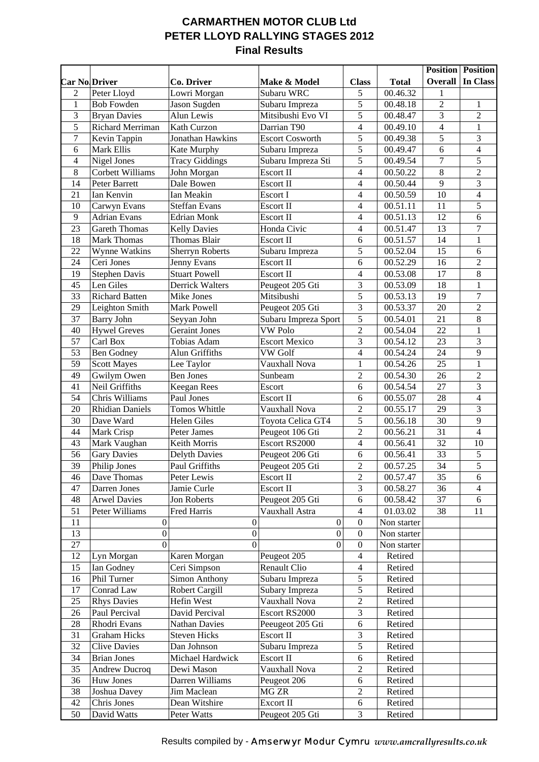# CARMARTHEN MOTOR CLUB Ltd
## PETER LLOYD RALLYING STAGES 2012
### Final Results

| Car No | Driver | Co. Driver | Make & Model | Class | Total | Position Overall | Position In Class |
|---|---|---|---|---|---|---|---|
| 2 | Peter Lloyd | Lowri Morgan | Subaru WRC | 5 | 00.46.32 | 1 | |
| 1 | Bob Fowden | Jason Sugden | Subaru Impreza | 5 | 00.48.18 | 2 | 1 |
| 3 | Bryan Davies | Alun Lewis | Mitsibushi Evo VI | 5 | 00.48.47 | 3 | 2 |
| 5 | Richard Merriman | Kath Curzon | Darrian T90 | 4 | 00.49.10 | 4 | 1 |
| 7 | Kevin Tappin | Jonathan Hawkins | Escort Cosworth | 5 | 00.49.38 | 5 | 3 |
| 6 | Mark Ellis | Kate Murphy | Subaru Impreza | 5 | 00.49.47 | 6 | 4 |
| 4 | Nigel Jones | Tracy Giddings | Subaru Impreza Sti | 5 | 00.49.54 | 7 | 5 |
| 8 | Corbett Williams | John Morgan | Escort II | 4 | 00.50.22 | 8 | 2 |
| 14 | Peter Barrett | Dale Bowen | Escort II | 4 | 00.50.44 | 9 | 3 |
| 21 | Ian Kenvin | Ian Meakin | Escort I | 4 | 00.50.59 | 10 | 4 |
| 10 | Carwyn Evans | Steffan Evans | Escort II | 4 | 00.51.11 | 11 | 5 |
| 9 | Adrian Evans | Edrian Monk | Escort II | 4 | 00.51.13 | 12 | 6 |
| 23 | Gareth Thomas | Kelly Davies | Honda Civic | 4 | 00.51.47 | 13 | 7 |
| 18 | Mark Thomas | Thomas Blair | Escort II | 6 | 00.51.57 | 14 | 1 |
| 22 | Wynne Watkins | Sherryn Roberts | Subaru Impreza | 5 | 00.52.04 | 15 | 6 |
| 24 | Ceri Jones | Jenny Evans | Escort II | 6 | 00.52.29 | 16 | 2 |
| 19 | Stephen Davis | Stuart Powell | Escort II | 4 | 00.53.08 | 17 | 8 |
| 45 | Len Giles | Derrick Walters | Peugeot 205 Gti | 3 | 00.53.09 | 18 | 1 |
| 33 | Richard Batten | Mike Jones | Mitsibushi | 5 | 00.53.13 | 19 | 7 |
| 29 | Leighton Smith | Mark Powell | Peugeot 205 Gti | 3 | 00.53.37 | 20 | 2 |
| 37 | Barry John | Seyyan John | Subaru Impreza Sport | 5 | 00.54.01 | 21 | 8 |
| 40 | Hywel Greves | Geraint Jones | VW Polo | 2 | 00.54.04 | 22 | 1 |
| 57 | Carl Box | Tobias Adam | Escort Mexico | 3 | 00.54.12 | 23 | 3 |
| 53 | Ben Godney | Alun Griffiths | VW Golf | 4 | 00.54.24 | 24 | 9 |
| 59 | Scott Mayes | Lee Taylor | Vauxhall Nova | 1 | 00.54.26 | 25 | 1 |
| 49 | Gwilym Owen | Ben Jones | Sunbeam | 2 | 00.54.30 | 26 | 2 |
| 41 | Neil Griffiths | Keegan Rees | Escort | 6 | 00.54.54 | 27 | 3 |
| 54 | Chris Williams | Paul Jones | Escort II | 6 | 00.55.07 | 28 | 4 |
| 20 | Rhidian Daniels | Tomos Whittle | Vauxhall Nova | 2 | 00.55.17 | 29 | 3 |
| 30 | Dave Ward | Helen Giles | Toyota Celica GT4 | 5 | 00.56.18 | 30 | 9 |
| 44 | Mark Crisp | Peter James | Peugeot 106 Gti | 2 | 00.56.21 | 31 | 4 |
| 43 | Mark Vaughan | Keith Morris | Escort RS2000 | 4 | 00.56.41 | 32 | 10 |
| 56 | Gary Davies | Delyth Davies | Peugeot 206 Gti | 6 | 00.56.41 | 33 | 5 |
| 39 | Philip Jones | Paul Griffiths | Peugeot 205 Gti | 2 | 00.57.25 | 34 | 5 |
| 46 | Dave Thomas | Peter Lewis | Escort II | 2 | 00.57.47 | 35 | 6 |
| 47 | Darren Jones | Jamie Curle | Escort II | 3 | 00.58.27 | 36 | 4 |
| 48 | Arwel Davies | Jon Roberts | Peugeot 205 Gti | 6 | 00.58.42 | 37 | 6 |
| 51 | Peter Williams | Fred Harris | Vauxhall Astra | 4 | 01.03.02 | 38 | 11 |
| 11 | 0 | 0 | 0 | 0 | Non starter | | |
| 13 | 0 | 0 | 0 | 0 | Non starter | | |
| 27 | 0 | 0 | 0 | 0 | Non starter | | |
| 12 | Lyn Morgan | Karen Morgan | Peugeot 205 | 4 | Retired | | |
| 15 | Ian Godney | Ceri Simpson | Renault Clio | 4 | Retired | | |
| 16 | Phil Turner | Simon Anthony | Subaru Impreza | 5 | Retired | | |
| 17 | Conrad Law | Robert Cargill | Subary Impreza | 5 | Retired | | |
| 25 | Rhys Davies | Hefin West | Vauxhall Nova | 2 | Retired | | |
| 26 | Paul Percival | David Percival | Escort RS2000 | 3 | Retired | | |
| 28 | Rhodri Evans | Nathan Davies | Peeugeot 205 Gti | 6 | Retired | | |
| 31 | Graham Hicks | Steven Hicks | Escort II | 3 | Retired | | |
| 32 | Clive Davies | Dan Johnson | Subaru Impreza | 5 | Retired | | |
| 34 | Brian Jones | Michael Hardwick | Escort II | 6 | Retired | | |
| 35 | Andrew Ducroq | Dewi Mason | Vauxhall Nova | 2 | Retired | | |
| 36 | Huw Jones | Darren Williams | Peugeot 206 | 6 | Retired | | |
| 38 | Joshua Davey | Jim Maclean | MG ZR | 2 | Retired | | |
| 42 | Chris Jones | Dean Witshire | Excort II | 6 | Retired | | |
| 50 | David Watts | Peter Watts | Peugeot 205 Gti | 3 | Retired | | |

Results compiled by - Amserwyr Modur Cymru *www.amcrallyresults.co.uk*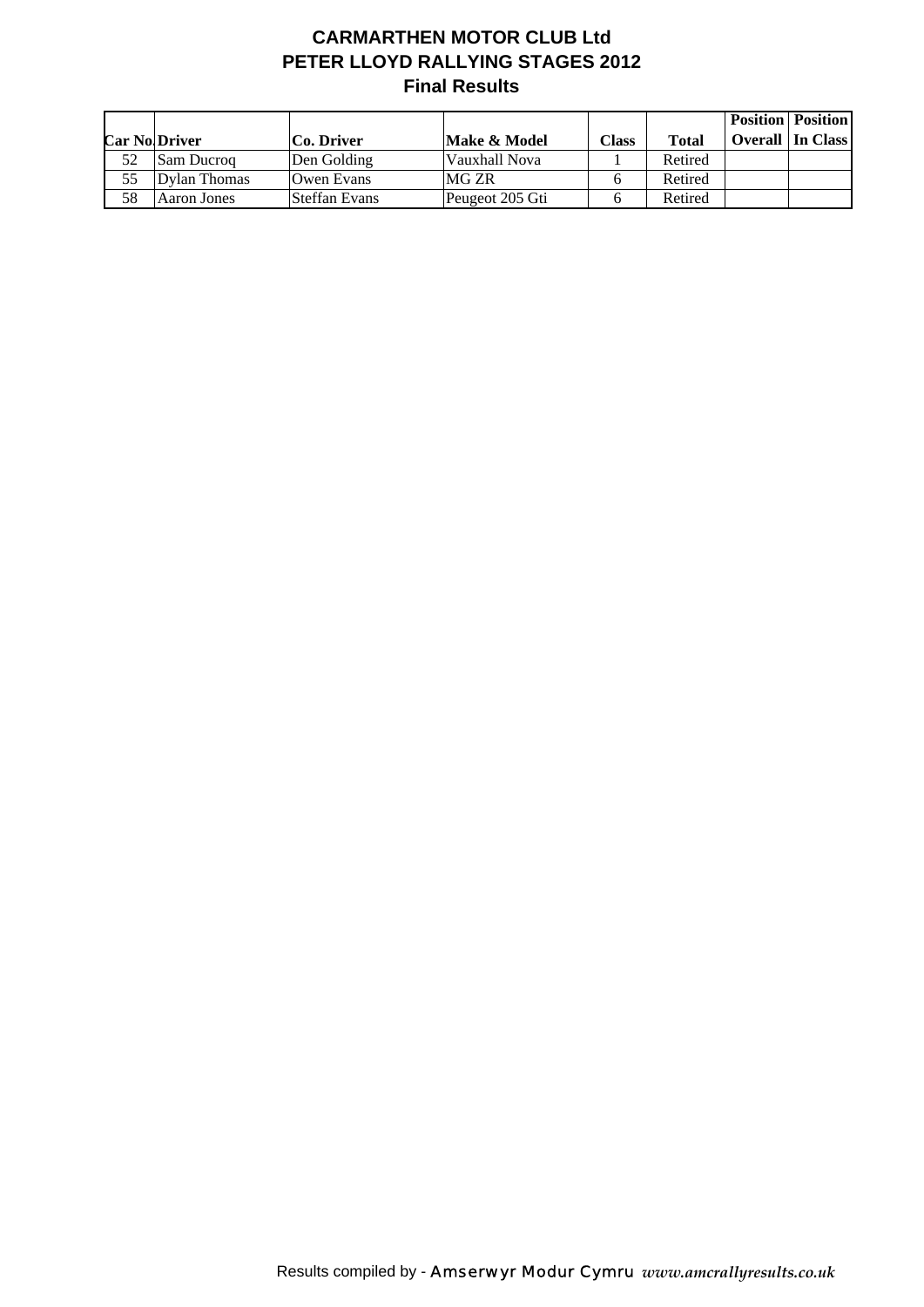# CARMARTHEN MOTOR CLUB Ltd

## PETER LLOYD RALLYING STAGES 2012

### Final Results

| Car No. | Driver | Co. Driver | Make & Model | Class | Total | Position Overall | Position In Class |
|---|---|---|---|---|---|---|---|
| 52 | Sam Ducroq | Den Golding | Vauxhall Nova | 1 | Retired | | |
| 55 | Dylan Thomas | Owen Evans | MG ZR | 6 | Retired | | |
| 58 | Aaron Jones | Steffan Evans | Peugeot 205 Gti | 6 | Retired | | |

Results compiled by - Amserwyr Modur Cymru *www.amcrallyresults.co.uk*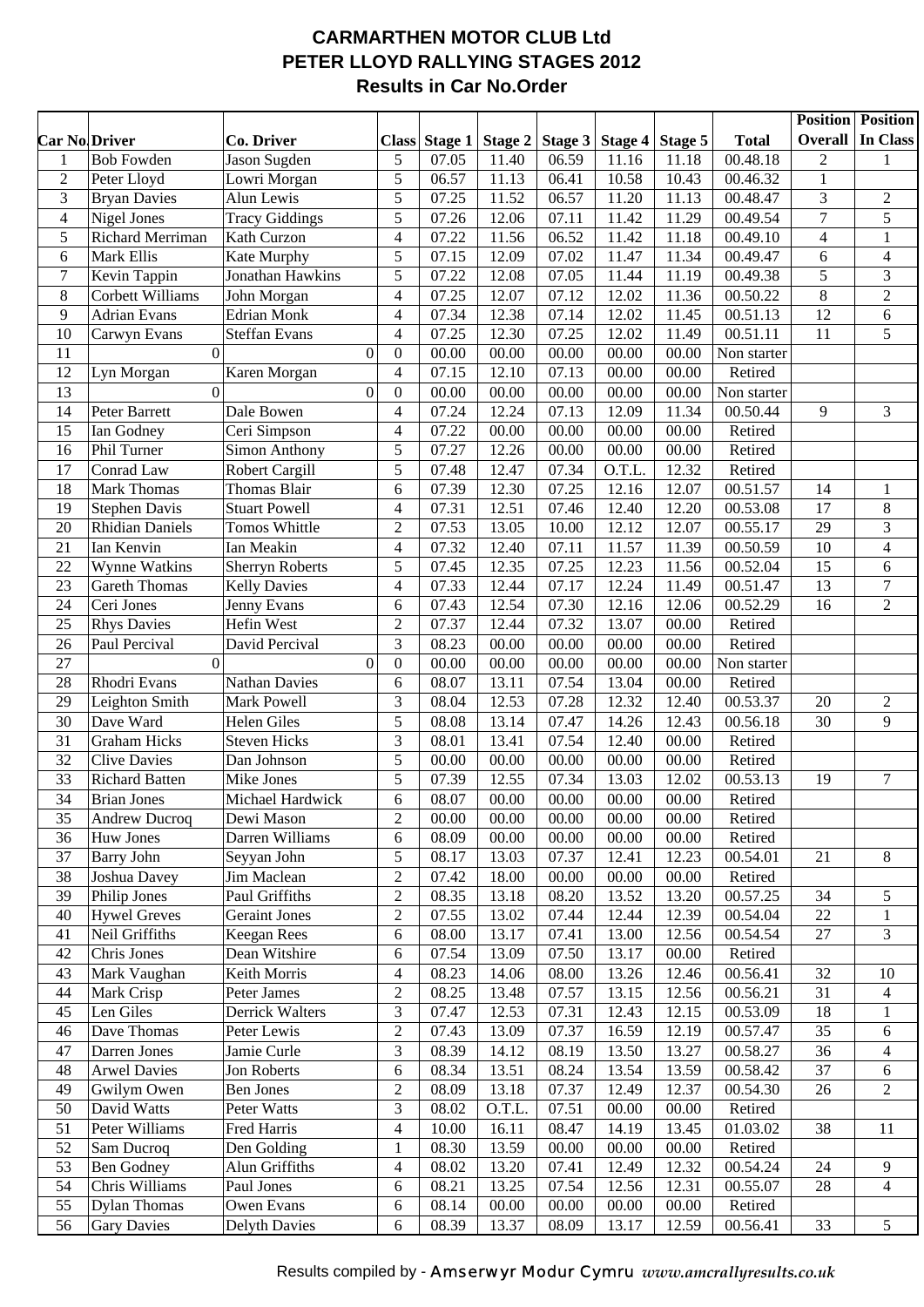# CARMARTHEN MOTOR CLUB Ltd
# PETER LLOYD RALLYING STAGES 2012
## Results in Car No.Order

| Car No. | Driver | Co. Driver | Class | Stage 1 | Stage 2 | Stage 3 | Stage 4 | Stage 5 | Total | Position Overall | Position In Class |
|---|---|---|---|---|---|---|---|---|---|---|---|
| 1 | Bob Fowden | Jason Sugden | 5 | 07.05 | 11.40 | 06.59 | 11.16 | 11.18 | 00.48.18 | 2 | 1 |
| 2 | Peter Lloyd | Lowri Morgan | 5 | 06.57 | 11.13 | 06.41 | 10.58 | 10.43 | 00.46.32 | 1 | |
| 3 | Bryan Davies | Alun Lewis | 5 | 07.25 | 11.52 | 06.57 | 11.20 | 11.13 | 00.48.47 | 3 | 2 |
| 4 | Nigel Jones | Tracy Giddings | 5 | 07.26 | 12.06 | 07.11 | 11.42 | 11.29 | 00.49.54 | 7 | 5 |
| 5 | Richard Merriman | Kath Curzon | 4 | 07.22 | 11.56 | 06.52 | 11.42 | 11.18 | 00.49.10 | 4 | 1 |
| 6 | Mark Ellis | Kate Murphy | 5 | 07.15 | 12.09 | 07.02 | 11.47 | 11.34 | 00.49.47 | 6 | 4 |
| 7 | Kevin Tappin | Jonathan Hawkins | 5 | 07.22 | 12.08 | 07.05 | 11.44 | 11.19 | 00.49.38 | 5 | 3 |
| 8 | Corbett Williams | John Morgan | 4 | 07.25 | 12.07 | 07.12 | 12.02 | 11.36 | 00.50.22 | 8 | 2 |
| 9 | Adrian Evans | Edrian Monk | 4 | 07.34 | 12.38 | 07.14 | 12.02 | 11.45 | 00.51.13 | 12 | 6 |
| 10 | Carwyn Evans | Steffan Evans | 4 | 07.25 | 12.30 | 07.25 | 12.02 | 11.49 | 00.51.11 | 11 | 5 |
| 11 | 0 | 0 | 0 | 00.00 | 00.00 | 00.00 | 00.00 | 00.00 | Non starter | | |
| 12 | Lyn Morgan | Karen Morgan | 4 | 07.15 | 12.10 | 07.13 | 00.00 | 00.00 | Retired | | |
| 13 | 0 | 0 | 0 | 00.00 | 00.00 | 00.00 | 00.00 | 00.00 | Non starter | | |
| 14 | Peter Barrett | Dale Bowen | 4 | 07.24 | 12.24 | 07.13 | 12.09 | 11.34 | 00.50.44 | 9 | 3 |
| 15 | Ian Godney | Ceri Simpson | 4 | 07.22 | 00.00 | 00.00 | 00.00 | 00.00 | Retired | | |
| 16 | Phil Turner | Simon Anthony | 5 | 07.27 | 12.26 | 00.00 | 00.00 | 00.00 | Retired | | |
| 17 | Conrad Law | Robert Cargill | 5 | 07.48 | 12.47 | 07.34 | O.T.L. | 12.32 | Retired | | |
| 18 | Mark Thomas | Thomas Blair | 6 | 07.39 | 12.30 | 07.25 | 12.16 | 12.07 | 00.51.57 | 14 | 1 |
| 19 | Stephen Davis | Stuart Powell | 4 | 07.31 | 12.51 | 07.46 | 12.40 | 12.20 | 00.53.08 | 17 | 8 |
| 20 | Rhidian Daniels | Tomos Whittle | 2 | 07.53 | 13.05 | 10.00 | 12.12 | 12.07 | 00.55.17 | 29 | 3 |
| 21 | Ian Kenvin | Ian Meakin | 4 | 07.32 | 12.40 | 07.11 | 11.57 | 11.39 | 00.50.59 | 10 | 4 |
| 22 | Wynne Watkins | Sherryn Roberts | 5 | 07.45 | 12.35 | 07.25 | 12.23 | 11.56 | 00.52.04 | 15 | 6 |
| 23 | Gareth Thomas | Kelly Davies | 4 | 07.33 | 12.44 | 07.17 | 12.24 | 11.49 | 00.51.47 | 13 | 7 |
| 24 | Ceri Jones | Jenny Evans | 6 | 07.43 | 12.54 | 07.30 | 12.16 | 12.06 | 00.52.29 | 16 | 2 |
| 25 | Rhys Davies | Hefin West | 2 | 07.37 | 12.44 | 07.32 | 13.07 | 00.00 | Retired | | |
| 26 | Paul Percival | David Percival | 3 | 08.23 | 00.00 | 00.00 | 00.00 | 00.00 | Retired | | |
| 27 | 0 | 0 | 0 | 00.00 | 00.00 | 00.00 | 00.00 | 00.00 | Non starter | | |
| 28 | Rhodri Evans | Nathan Davies | 6 | 08.07 | 13.11 | 07.54 | 13.04 | 00.00 | Retired | | |
| 29 | Leighton Smith | Mark Powell | 3 | 08.04 | 12.53 | 07.28 | 12.32 | 12.40 | 00.53.37 | 20 | 2 |
| 30 | Dave Ward | Helen Giles | 5 | 08.08 | 13.14 | 07.47 | 14.26 | 12.43 | 00.56.18 | 30 | 9 |
| 31 | Graham Hicks | Steven Hicks | 3 | 08.01 | 13.41 | 07.54 | 12.40 | 00.00 | Retired | | |
| 32 | Clive Davies | Dan Johnson | 5 | 00.00 | 00.00 | 00.00 | 00.00 | 00.00 | Retired | | |
| 33 | Richard Batten | Mike Jones | 5 | 07.39 | 12.55 | 07.34 | 13.03 | 12.02 | 00.53.13 | 19 | 7 |
| 34 | Brian Jones | Michael Hardwick | 6 | 08.07 | 00.00 | 00.00 | 00.00 | 00.00 | Retired | | |
| 35 | Andrew Ducroq | Dewi Mason | 2 | 00.00 | 00.00 | 00.00 | 00.00 | 00.00 | Retired | | |
| 36 | Huw Jones | Darren Williams | 6 | 08.09 | 00.00 | 00.00 | 00.00 | 00.00 | Retired | | |
| 37 | Barry John | Seyyan John | 5 | 08.17 | 13.03 | 07.37 | 12.41 | 12.23 | 00.54.01 | 21 | 8 |
| 38 | Joshua Davey | Jim Maclean | 2 | 07.42 | 18.00 | 00.00 | 00.00 | 00.00 | Retired | | |
| 39 | Philip Jones | Paul Griffiths | 2 | 08.35 | 13.18 | 08.20 | 13.52 | 13.20 | 00.57.25 | 34 | 5 |
| 40 | Hywel Greves | Geraint Jones | 2 | 07.55 | 13.02 | 07.44 | 12.44 | 12.39 | 00.54.04 | 22 | 1 |
| 41 | Neil Griffiths | Keegan Rees | 6 | 08.00 | 13.17 | 07.41 | 13.00 | 12.56 | 00.54.54 | 27 | 3 |
| 42 | Chris Jones | Dean Witshire | 6 | 07.54 | 13.09 | 07.50 | 13.17 | 00.00 | Retired | | |
| 43 | Mark Vaughan | Keith Morris | 4 | 08.23 | 14.06 | 08.00 | 13.26 | 12.46 | 00.56.41 | 32 | 10 |
| 44 | Mark Crisp | Peter James | 2 | 08.25 | 13.48 | 07.57 | 13.15 | 12.56 | 00.56.21 | 31 | 4 |
| 45 | Len Giles | Derrick Walters | 3 | 07.47 | 12.53 | 07.31 | 12.43 | 12.15 | 00.53.09 | 18 | 1 |
| 46 | Dave Thomas | Peter Lewis | 2 | 07.43 | 13.09 | 07.37 | 16.59 | 12.19 | 00.57.47 | 35 | 6 |
| 47 | Darren Jones | Jamie Curle | 3 | 08.39 | 14.12 | 08.19 | 13.50 | 13.27 | 00.58.27 | 36 | 4 |
| 48 | Arwel Davies | Jon Roberts | 6 | 08.34 | 13.51 | 08.24 | 13.54 | 13.59 | 00.58.42 | 37 | 6 |
| 49 | Gwilym Owen | Ben Jones | 2 | 08.09 | 13.18 | 07.37 | 12.49 | 12.37 | 00.54.30 | 26 | 2 |
| 50 | David Watts | Peter Watts | 3 | 08.02 | O.T.L. | 07.51 | 00.00 | 00.00 | Retired | | |
| 51 | Peter Williams | Fred Harris | 4 | 10.00 | 16.11 | 08.47 | 14.19 | 13.45 | 01.03.02 | 38 | 11 |
| 52 | Sam Ducroq | Den Golding | 1 | 08.30 | 13.59 | 00.00 | 00.00 | 00.00 | Retired | | |
| 53 | Ben Godney | Alun Griffiths | 4 | 08.02 | 13.20 | 07.41 | 12.49 | 12.32 | 00.54.24 | 24 | 9 |
| 54 | Chris Williams | Paul Jones | 6 | 08.21 | 13.25 | 07.54 | 12.56 | 12.31 | 00.55.07 | 28 | 4 |
| 55 | Dylan Thomas | Owen Evans | 6 | 08.14 | 00.00 | 00.00 | 00.00 | 00.00 | Retired | | |
| 56 | Gary Davies | Delyth Davies | 6 | 08.39 | 13.37 | 08.09 | 13.17 | 12.59 | 00.56.41 | 33 | 5 |

Results compiled by - Amserwyr Modur Cymru *www.amcrallyresults.co.uk*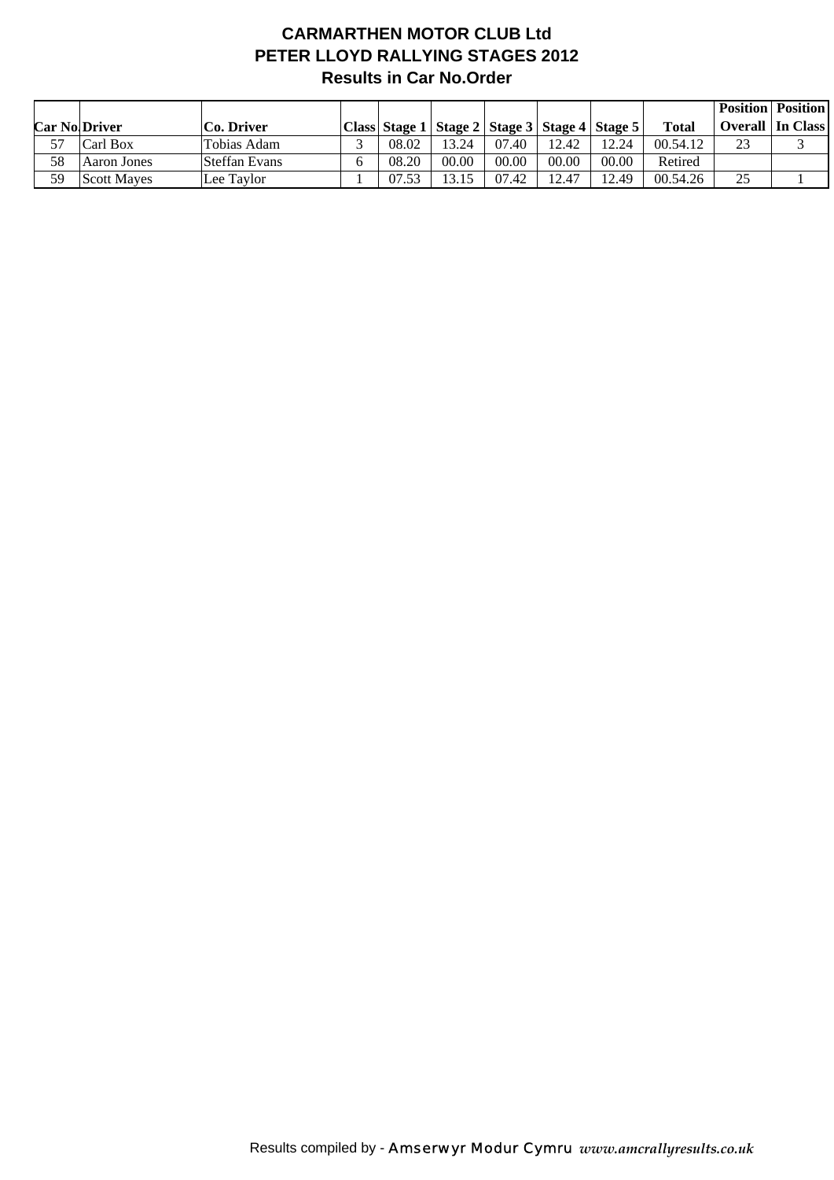# CARMARTHEN MOTOR CLUB Ltd
## PETER LLOYD RALLYING STAGES 2012
### Results in Car No.Order

| Car No. | Driver | Co. Driver | Class | Stage 1 | Stage 2 | Stage 3 | Stage 4 | Stage 5 | Total | Position Overall | Position In Class |
|---|---|---|---|---|---|---|---|---|---|---|---|
| 57 | Carl Box | Tobias Adam | 3 | 08.02 | 13.24 | 07.40 | 12.42 | 12.24 | 00.54.12 | 23 | 3 |
| 58 | Aaron Jones | Steffan Evans | 6 | 08.20 | 00.00 | 00.00 | 00.00 | 00.00 | Retired | | |
| 59 | Scott Mayes | Lee Taylor | 1 | 07.53 | 13.15 | 07.42 | 12.47 | 12.49 | 00.54.26 | 25 | 1 |

Results compiled by - Amserwyr Modur Cymru *www.amcrallyresults.co.uk*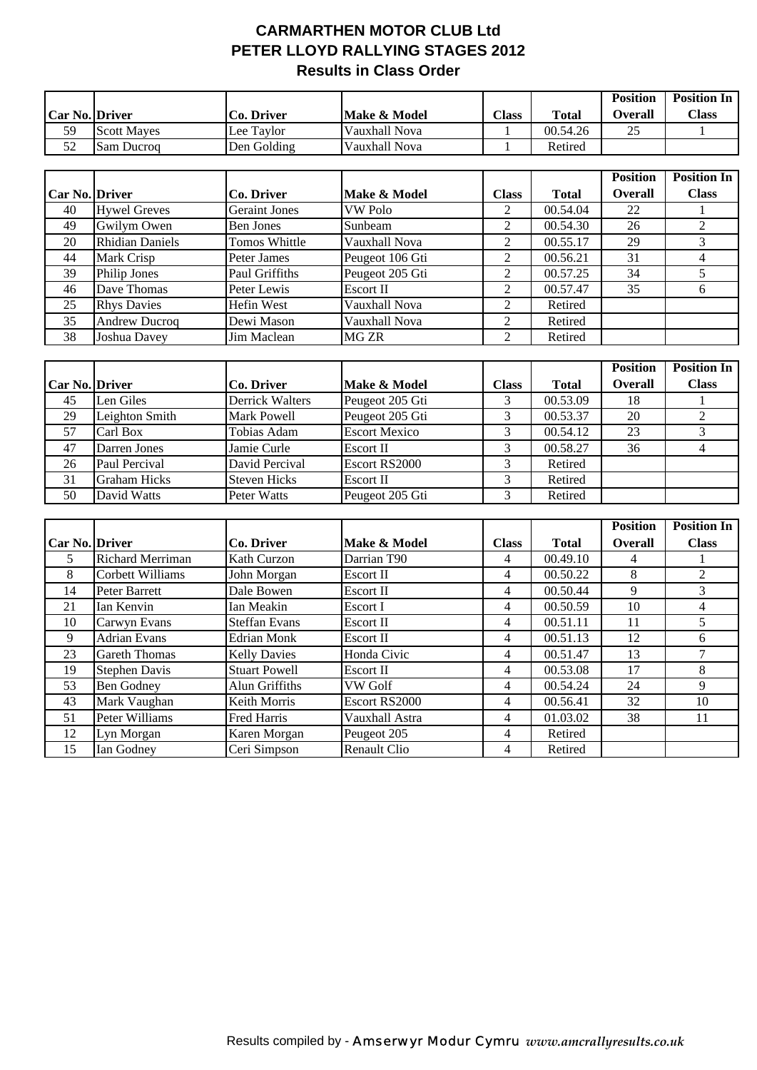# CARMARTHEN MOTOR CLUB Ltd
## PETER LLOYD RALLYING STAGES 2012
### Results in Class Order

| Car No. | Driver | Co. Driver | Make & Model | Class | Total | Position Overall | Position In Class |
|---|---|---|---|---|---|---|---|
| 59 | Scott Mayes | Lee Taylor | Vauxhall Nova | 1 | 00.54.26 | 25 | 1 |
| 52 | Sam Ducroq | Den Golding | Vauxhall Nova | 1 | Retired | | |

| Car No. | Driver | Co. Driver | Make & Model | Class | Total | Position Overall | Position In Class |
|---|---|---|---|---|---|---|---|
| 40 | Hywel Greves | Geraint Jones | VW Polo | 2 | 00.54.04 | 22 | 1 |
| 49 | Gwilym Owen | Ben Jones | Sunbeam | 2 | 00.54.30 | 26 | 2 |
| 20 | Rhidian Daniels | Tomos Whittle | Vauxhall Nova | 2 | 00.55.17 | 29 | 3 |
| 44 | Mark Crisp | Peter James | Peugeot 106 Gti | 2 | 00.56.21 | 31 | 4 |
| 39 | Philip Jones | Paul Griffiths | Peugeot 205 Gti | 2 | 00.57.25 | 34 | 5 |
| 46 | Dave Thomas | Peter Lewis | Escort II | 2 | 00.57.47 | 35 | 6 |
| 25 | Rhys Davies | Hefin West | Vauxhall Nova | 2 | Retired | | |
| 35 | Andrew Ducroq | Dewi Mason | Vauxhall Nova | 2 | Retired | | |
| 38 | Joshua Davey | Jim Maclean | MG ZR | 2 | Retired | | |

| Car No. | Driver | Co. Driver | Make & Model | Class | Total | Position Overall | Position In Class |
|---|---|---|---|---|---|---|---|
| 45 | Len Giles | Derrick Walters | Peugeot 205 Gti | 3 | 00.53.09 | 18 | 1 |
| 29 | Leighton Smith | Mark Powell | Peugeot 205 Gti | 3 | 00.53.37 | 20 | 2 |
| 57 | Carl Box | Tobias Adam | Escort Mexico | 3 | 00.54.12 | 23 | 3 |
| 47 | Darren Jones | Jamie Curle | Escort II | 3 | 00.58.27 | 36 | 4 |
| 26 | Paul Percival | David Percival | Escort RS2000 | 3 | Retired | | |
| 31 | Graham Hicks | Steven Hicks | Escort II | 3 | Retired | | |
| 50 | David Watts | Peter Watts | Peugeot 205 Gti | 3 | Retired | | |

| Car No. | Driver | Co. Driver | Make & Model | Class | Total | Position Overall | Position In Class |
|---|---|---|---|---|---|---|---|
| 5 | Richard Merriman | Kath Curzon | Darrian T90 | 4 | 00.49.10 | 4 | 1 |
| 8 | Corbett Williams | John Morgan | Escort II | 4 | 00.50.22 | 8 | 2 |
| 14 | Peter Barrett | Dale Bowen | Escort II | 4 | 00.50.44 | 9 | 3 |
| 21 | Ian Kenvin | Ian Meakin | Escort I | 4 | 00.50.59 | 10 | 4 |
| 10 | Carwyn Evans | Steffan Evans | Escort II | 4 | 00.51.11 | 11 | 5 |
| 9 | Adrian Evans | Edrian Monk | Escort II | 4 | 00.51.13 | 12 | 6 |
| 23 | Gareth Thomas | Kelly Davies | Honda Civic | 4 | 00.51.47 | 13 | 7 |
| 19 | Stephen Davis | Stuart Powell | Escort II | 4 | 00.53.08 | 17 | 8 |
| 53 | Ben Godney | Alun Griffiths | VW Golf | 4 | 00.54.24 | 24 | 9 |
| 43 | Mark Vaughan | Keith Morris | Escort RS2000 | 4 | 00.56.41 | 32 | 10 |
| 51 | Peter Williams | Fred Harris | Vauxhall Astra | 4 | 01.03.02 | 38 | 11 |
| 12 | Lyn Morgan | Karen Morgan | Peugeot 205 | 4 | Retired | | |
| 15 | Ian Godney | Ceri Simpson | Renault Clio | 4 | Retired | | |

Results compiled by - Amserwyr Modur Cymru *www.amcrallyresults.co.uk*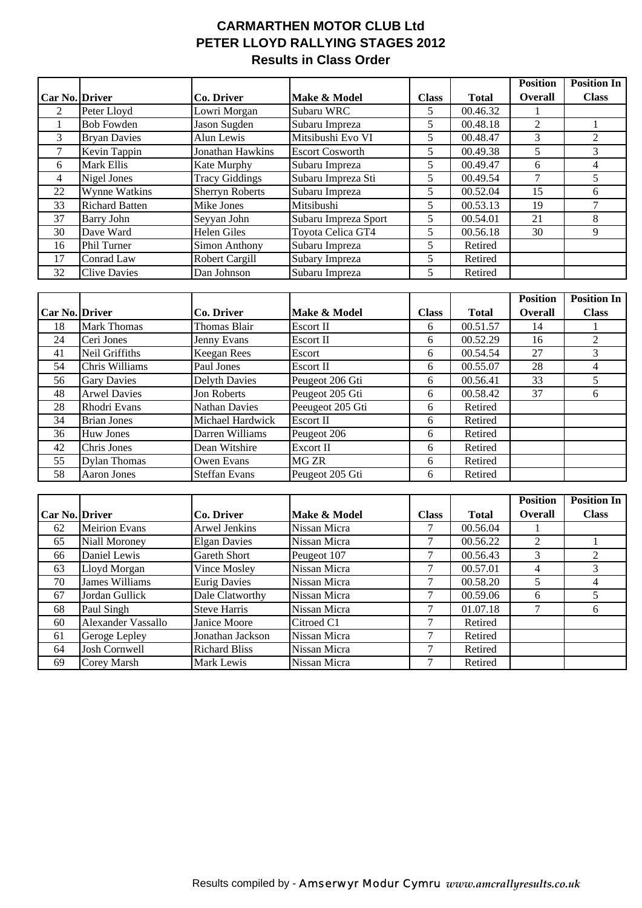# CARMARTHEN MOTOR CLUB Ltd
## PETER LLOYD RALLYING STAGES 2012
### Results in Class Order

| Car No. | Driver | Co. Driver | Make & Model | Class | Total | Position Overall | Position In Class |
|---|---|---|---|---|---|---|---|
| 2 | Peter Lloyd | Lowri Morgan | Subaru WRC | 5 | 00.46.32 | 1 | |
| 1 | Bob Fowden | Jason Sugden | Subaru Impreza | 5 | 00.48.18 | 2 | 1 |
| 3 | Bryan Davies | Alun Lewis | Mitsibushi Evo VI | 5 | 00.48.47 | 3 | 2 |
| 7 | Kevin Tappin | Jonathan Hawkins | Escort Cosworth | 5 | 00.49.38 | 5 | 3 |
| 6 | Mark Ellis | Kate Murphy | Subaru Impreza | 5 | 00.49.47 | 6 | 4 |
| 4 | Nigel Jones | Tracy Giddings | Subaru Impreza Sti | 5 | 00.49.54 | 7 | 5 |
| 22 | Wynne Watkins | Sherryn Roberts | Subaru Impreza | 5 | 00.52.04 | 15 | 6 |
| 33 | Richard Batten | Mike Jones | Mitsibushi | 5 | 00.53.13 | 19 | 7 |
| 37 | Barry John | Seyyan John | Subaru Impreza Sport | 5 | 00.54.01 | 21 | 8 |
| 30 | Dave Ward | Helen Giles | Toyota Celica GT4 | 5 | 00.56.18 | 30 | 9 |
| 16 | Phil Turner | Simon Anthony | Subaru Impreza | 5 | Retired | | |
| 17 | Conrad Law | Robert Cargill | Subary Impreza | 5 | Retired | | |
| 32 | Clive Davies | Dan Johnson | Subaru Impreza | 5 | Retired | | |

| Car No. | Driver | Co. Driver | Make & Model | Class | Total | Position Overall | Position In Class |
|---|---|---|---|---|---|---|---|
| 18 | Mark Thomas | Thomas Blair | Escort II | 6 | 00.51.57 | 14 | 1 |
| 24 | Ceri Jones | Jenny Evans | Escort II | 6 | 00.52.29 | 16 | 2 |
| 41 | Neil Griffiths | Keegan Rees | Escort | 6 | 00.54.54 | 27 | 3 |
| 54 | Chris Williams | Paul Jones | Escort II | 6 | 00.55.07 | 28 | 4 |
| 56 | Gary Davies | Delyth Davies | Peugeot 206 Gti | 6 | 00.56.41 | 33 | 5 |
| 48 | Arwel Davies | Jon Roberts | Peugeot 205 Gti | 6 | 00.58.42 | 37 | 6 |
| 28 | Rhodri Evans | Nathan Davies | Peeugeot 205 Gti | 6 | Retired | | |
| 34 | Brian Jones | Michael Hardwick | Escort II | 6 | Retired | | |
| 36 | Huw Jones | Darren Williams | Peugeot 206 | 6 | Retired | | |
| 42 | Chris Jones | Dean Witshire | Excort II | 6 | Retired | | |
| 55 | Dylan Thomas | Owen Evans | MG ZR | 6 | Retired | | |
| 58 | Aaron Jones | Steffan Evans | Peugeot 205 Gti | 6 | Retired | | |

| Car No. | Driver | Co. Driver | Make & Model | Class | Total | Position Overall | Position In Class |
|---|---|---|---|---|---|---|---|
| 62 | Meirion Evans | Arwel Jenkins | Nissan Micra | 7 | 00.56.04 | 1 | |
| 65 | Niall Moroney | Elgan Davies | Nissan Micra | 7 | 00.56.22 | 2 | 1 |
| 66 | Daniel Lewis | Gareth Short | Peugeot 107 | 7 | 00.56.43 | 3 | 2 |
| 63 | Lloyd Morgan | Vince Mosley | Nissan Micra | 7 | 00.57.01 | 4 | 3 |
| 70 | James Williams | Eurig Davies | Nissan Micra | 7 | 00.58.20 | 5 | 4 |
| 67 | Jordan Gullick | Dale Clatworthy | Nissan Micra | 7 | 00.59.06 | 6 | 5 |
| 68 | Paul Singh | Steve Harris | Nissan Micra | 7 | 01.07.18 | 7 | 6 |
| 60 | Alexander Vassallo | Janice Moore | Citroed C1 | 7 | Retired | | |
| 61 | Geroge Lepley | Jonathan Jackson | Nissan Micra | 7 | Retired | | |
| 64 | Josh Cornwell | Richard Bliss | Nissan Micra | 7 | Retired | | |
| 69 | Corey Marsh | Mark Lewis | Nissan Micra | 7 | Retired | | |

Results compiled by - Amserwyr Modur Cymru *www.amcrallyresults.co.uk*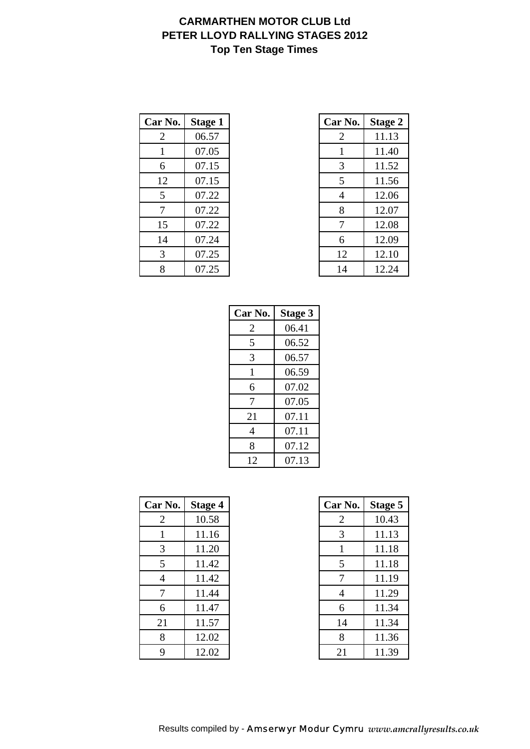# CARMARTHEN MOTOR CLUB Ltd
## PETER LLOYD RALLYING STAGES 2012
### Top Ten Stage Times

| Car No. | Stage 1 |
|---|---|
| 2 | 06.57 |
| 1 | 07.05 |
| 6 | 07.15 |
| 12 | 07.15 |
| 5 | 07.22 |
| 7 | 07.22 |
| 15 | 07.22 |
| 14 | 07.24 |
| 3 | 07.25 |
| 8 | 07.25 |

| Car No. | Stage 2 |
|---|---|
| 2 | 11.13 |
| 1 | 11.40 |
| 3 | 11.52 |
| 5 | 11.56 |
| 4 | 12.06 |
| 8 | 12.07 |
| 7 | 12.08 |
| 6 | 12.09 |
| 12 | 12.10 |
| 14 | 12.24 |

| Car No. | Stage 3 |
|---|---|
| 2 | 06.41 |
| 5 | 06.52 |
| 3 | 06.57 |
| 1 | 06.59 |
| 6 | 07.02 |
| 7 | 07.05 |
| 21 | 07.11 |
| 4 | 07.11 |
| 8 | 07.12 |
| 12 | 07.13 |

| Car No. | Stage 4 |
|---|---|
| 2 | 10.58 |
| 1 | 11.16 |
| 3 | 11.20 |
| 5 | 11.42 |
| 4 | 11.42 |
| 7 | 11.44 |
| 6 | 11.47 |
| 21 | 11.57 |
| 8 | 12.02 |
| 9 | 12.02 |

| Car No. | Stage 5 |
|---|---|
| 2 | 10.43 |
| 3 | 11.13 |
| 1 | 11.18 |
| 5 | 11.18 |
| 7 | 11.19 |
| 4 | 11.29 |
| 6 | 11.34 |
| 14 | 11.34 |
| 8 | 11.36 |
| 21 | 11.39 |

Results compiled by - Amserwyr Modur Cymru *www.amcrallyresults.co.uk*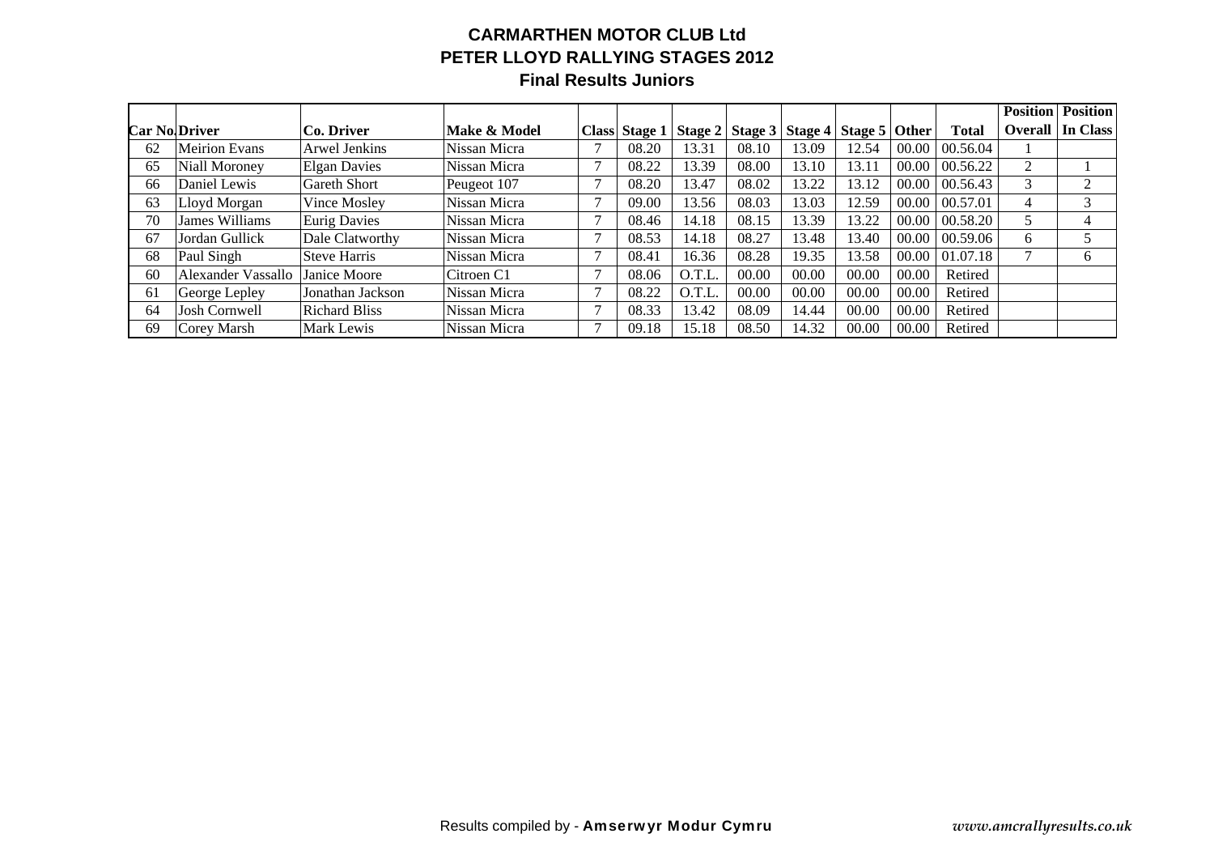# CARMARTHEN MOTOR CLUB Ltd
## PETER LLOYD RALLYING STAGES 2012
### Final Results Juniors

| Car No. | Driver | Co. Driver | Make & Model | Class | Stage 1 | Stage 2 | Stage 3 | Stage 4 | Stage 5 | Other | Total | Position Overall | Position In Class |
|---|---|---|---|---|---|---|---|---|---|---|---|---|---|
| 62 | Meirion Evans | Arwel Jenkins | Nissan Micra | 7 | 08.20 | 13.31 | 08.10 | 13.09 | 12.54 | 00.00 | 00.56.04 | 1 | |
| 65 | Niall Moroney | Elgan Davies | Nissan Micra | 7 | 08.22 | 13.39 | 08.00 | 13.10 | 13.11 | 00.00 | 00.56.22 | 2 | 1 |
| 66 | Daniel Lewis | Gareth Short | Peugeot 107 | 7 | 08.20 | 13.47 | 08.02 | 13.22 | 13.12 | 00.00 | 00.56.43 | 3 | 2 |
| 63 | Lloyd Morgan | Vince Mosley | Nissan Micra | 7 | 09.00 | 13.56 | 08.03 | 13.03 | 12.59 | 00.00 | 00.57.01 | 4 | 3 |
| 70 | James Williams | Eurig Davies | Nissan Micra | 7 | 08.46 | 14.18 | 08.15 | 13.39 | 13.22 | 00.00 | 00.58.20 | 5 | 4 |
| 67 | Jordan Gullick | Dale Clatworthy | Nissan Micra | 7 | 08.53 | 14.18 | 08.27 | 13.48 | 13.40 | 00.00 | 00.59.06 | 6 | 5 |
| 68 | Paul Singh | Steve Harris | Nissan Micra | 7 | 08.41 | 16.36 | 08.28 | 19.35 | 13.58 | 00.00 | 01.07.18 | 7 | 6 |
| 60 | Alexander Vassallo | Janice Moore | Citroen C1 | 7 | 08.06 | O.T.L. | 00.00 | 00.00 | 00.00 | 00.00 | Retired | | |
| 61 | George Lepley | Jonathan Jackson | Nissan Micra | 7 | 08.22 | O.T.L. | 00.00 | 00.00 | 00.00 | 00.00 | Retired | | |
| 64 | Josh Cornwell | Richard Bliss | Nissan Micra | 7 | 08.33 | 13.42 | 08.09 | 14.44 | 00.00 | 00.00 | Retired | | |
| 69 | Corey Marsh | Mark Lewis | Nissan Micra | 7 | 09.18 | 15.18 | 08.50 | 14.32 | 00.00 | 00.00 | Retired | | |

Results compiled by - **Amserwyr Modur Cymru** *www.amcrallyresults.co.uk*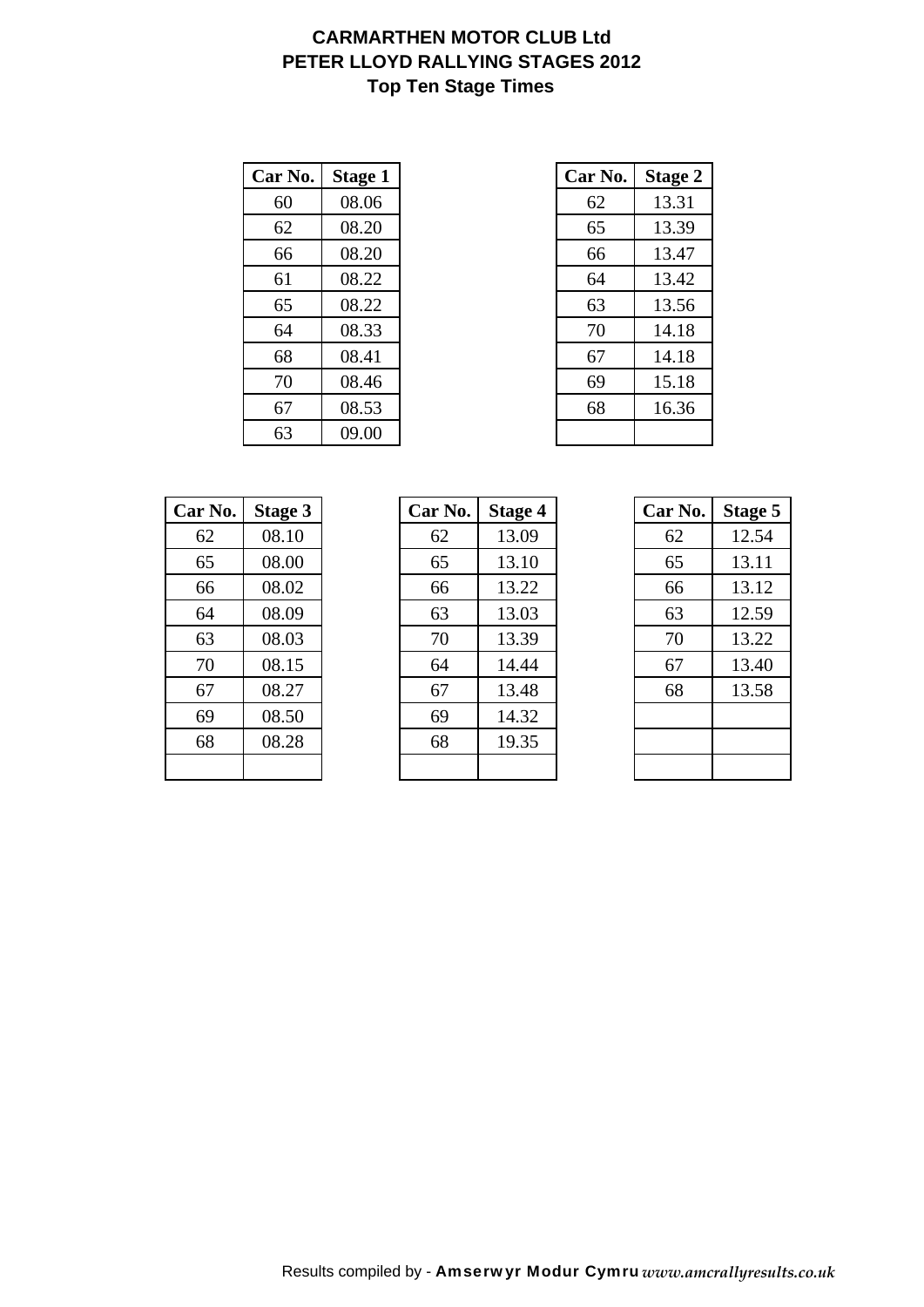# CARMARTHEN MOTOR CLUB Ltd
## PETER LLOYD RALLYING STAGES 2012
### Top Ten Stage Times

| Car No. | Stage 1 |
|---|---|
| 60 | 08.06 |
| 62 | 08.20 |
| 66 | 08.20 |
| 61 | 08.22 |
| 65 | 08.22 |
| 64 | 08.33 |
| 68 | 08.41 |
| 70 | 08.46 |
| 67 | 08.53 |
| 63 | 09.00 |

| Car No. | Stage 2 |
|---|---|
| 62 | 13.31 |
| 65 | 13.39 |
| 66 | 13.47 |
| 64 | 13.42 |
| 63 | 13.56 |
| 70 | 14.18 |
| 67 | 14.18 |
| 69 | 15.18 |
| 68 | 16.36 |
| | |

| Car No. | Stage 3 |
|---|---|
| 62 | 08.10 |
| 65 | 08.00 |
| 66 | 08.02 |
| 64 | 08.09 |
| 63 | 08.03 |
| 70 | 08.15 |
| 67 | 08.27 |
| 69 | 08.50 |
| 68 | 08.28 |
| | |

| Car No. | Stage 4 |
|---|---|
| 62 | 13.09 |
| 65 | 13.10 |
| 66 | 13.22 |
| 63 | 13.03 |
| 70 | 13.39 |
| 64 | 14.44 |
| 67 | 13.48 |
| 69 | 14.32 |
| 68 | 19.35 |
| | |

| Car No. | Stage 5 |
|---|---|
| 62 | 12.54 |
| 65 | 13.11 |
| 66 | 13.12 |
| 63 | 12.59 |
| 70 | 13.22 |
| 67 | 13.40 |
| 68 | 13.58 |
| | |
| | |
| | |

Results compiled by - **Amserwyr Modur Cymru** *www.amcrallyresults.co.uk*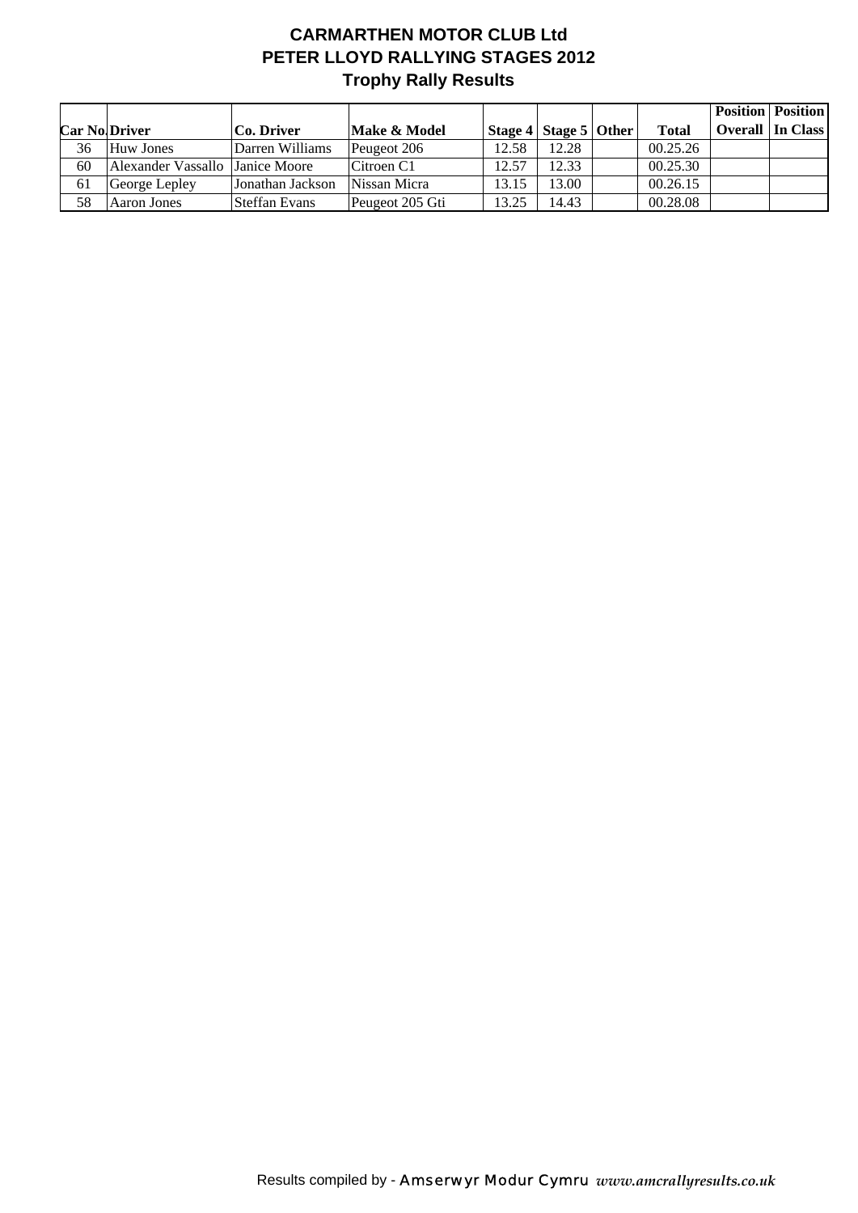# CARMARTHEN MOTOR CLUB Ltd
# PETER LLOYD RALLYING STAGES 2012
## Trophy Rally Results

| Car No. | Driver | Co. Driver | Make & Model | Stage 4 | Stage 5 | Other | Total | Position Overall | Position In Class |
|---|---|---|---|---|---|---|---|---|---|
| 36 | Huw Jones | Darren Williams | Peugeot 206 | 12.58 | 12.28 | | 00.25.26 | | |
| 60 | Alexander Vassallo | Janice Moore | Citroen C1 | 12.57 | 12.33 | | 00.25.30 | | |
| 61 | George Lepley | Jonathan Jackson | Nissan Micra | 13.15 | 13.00 | | 00.26.15 | | |
| 58 | Aaron Jones | Steffan Evans | Peugeot 205 Gti | 13.25 | 14.43 | | 00.28.08 | | |

Results compiled by - Amserwyr Modur Cymru *www.amcrallyresults.co.uk*